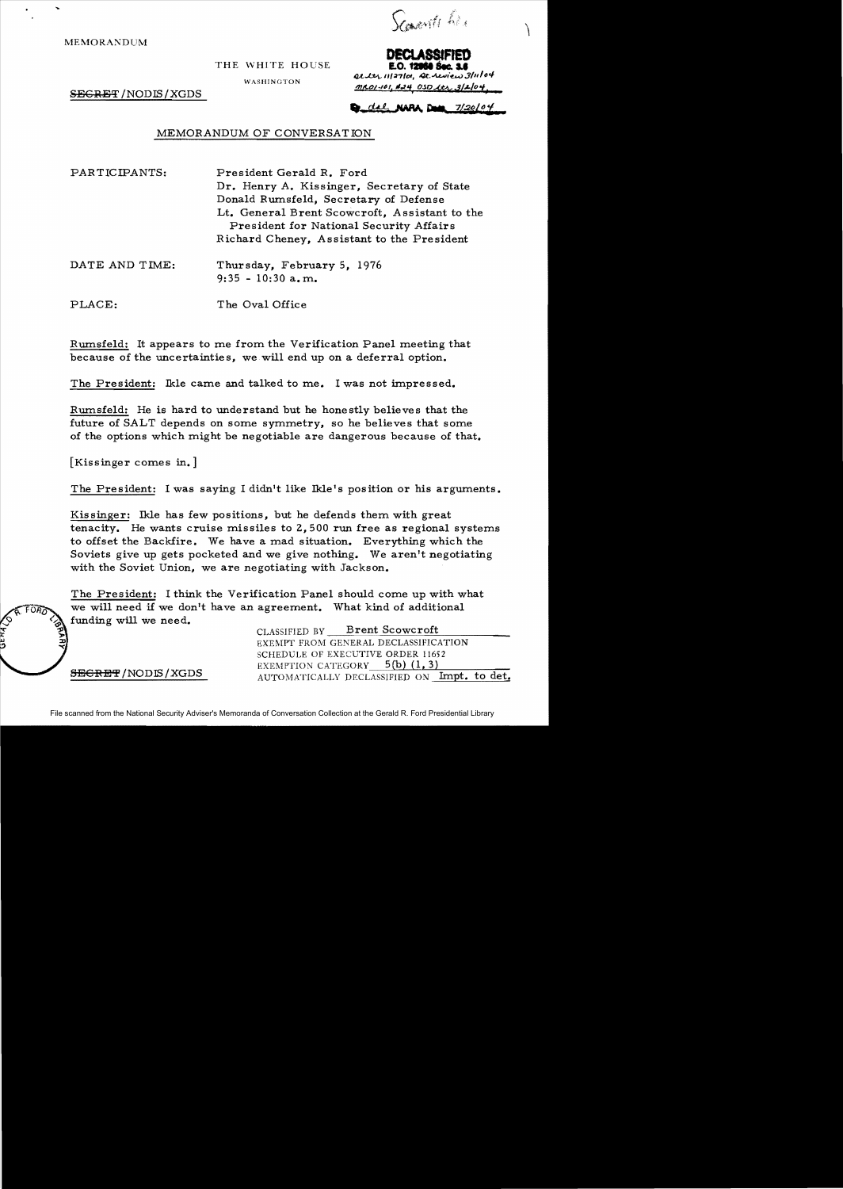Scowcroft file

MEMORANDUM

THE WHITE HOUSE

WASHINGTON

**DECLASSIFIED**
**E.O. 12958 Sec. 3.6**
State ltr 11/27/01, St. review 3/11/04
MR01-101, #24; OSD ltr 3/2/04
By dal NARA, Date 7/20/04

~~SECRET~~/NODIS/XGDS

## MEMORANDUM OF CONVERSATION

PARTICIPANTS: President Gerald R. Ford
Dr. Henry A. Kissinger, Secretary of State
Donald Rumsfeld, Secretary of Defense
Lt. General Brent Scowcroft, Assistant to the President for National Security Affairs
Richard Cheney, Assistant to the President

DATE AND TIME: Thursday, February 5, 1976
9:35 - 10:30 a.m.

PLACE: The Oval Office

Rumsfeld: It appears to me from the Verification Panel meeting that because of the uncertainties, we will end up on a deferral option.

The President: Ikle came and talked to me. I was not impressed.

Rumsfeld: He is hard to understand but he honestly believes that the future of SALT depends on some symmetry, so he believes that some of the options which might be negotiable are dangerous because of that.

[Kissinger comes in.]

The President: I was saying I didn't like Ikle's position or his arguments.

Kissinger: Ikle has few positions, but he defends them with great tenacity. He wants cruise missiles to 2,500 run free as regional systems to offset the Backfire. We have a mad situation. Everything which the Soviets give up gets pocketed and we give nothing. We aren't negotiating with the Soviet Union, we are negotiating with Jackson.

The President: I think the Verification Panel should come up with what we will need if we don't have an agreement. What kind of additional funding will we need.

~~SECRET~~/NODIS/XGDS

CLASSIFIED BY Brent Scowcroft
EXEMPT FROM GENERAL DECLASSIFICATION SCHEDULE OF EXECUTIVE ORDER 11652
EXEMPTION CATEGORY 5(b) (1, 3)
AUTOMATICALLY DECLASSIFIED ON Impt. to det.

File scanned from the National Security Adviser's Memoranda of Conversation Collection at the Gerald R. Ford Presidential Library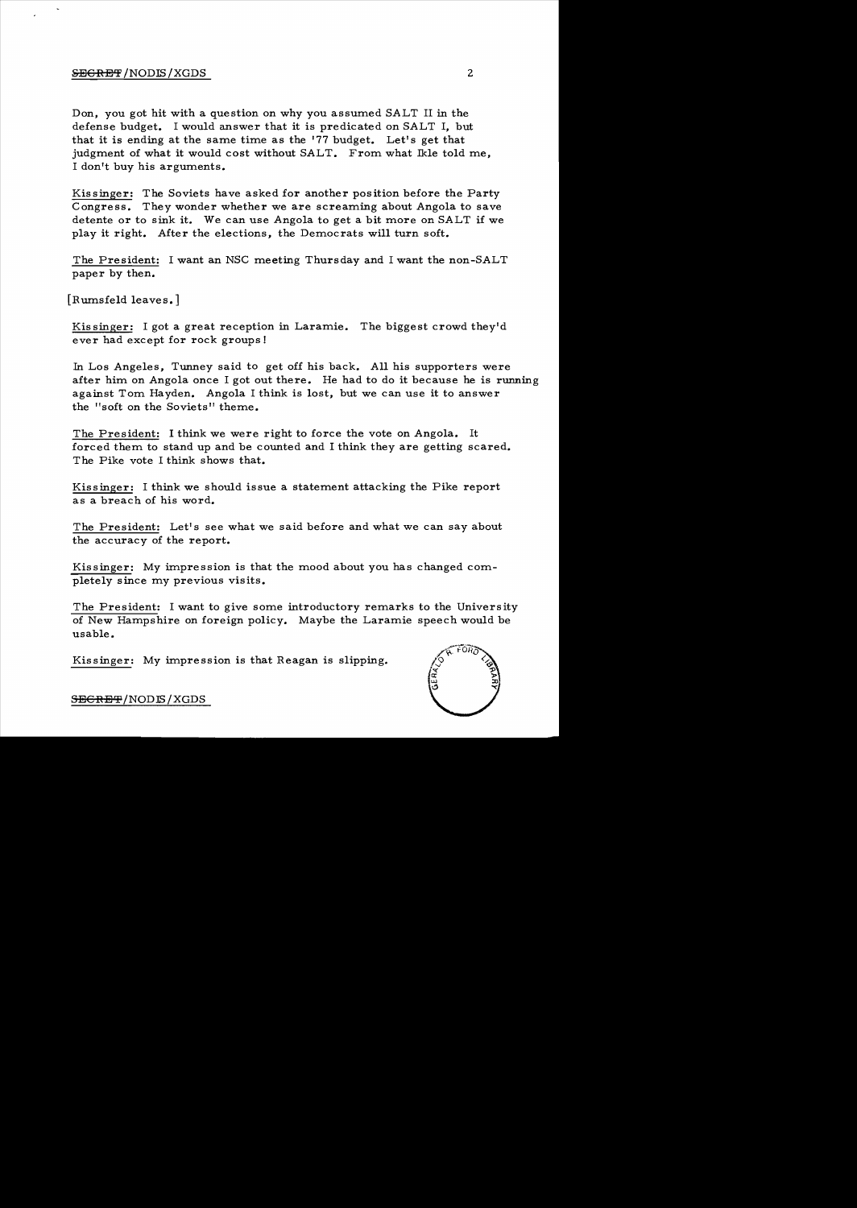Don, you got hit with a question on why you assumed SALT II in the defense budget. I would answer that it is predicated on SALT I, but that it is ending at the same time as the '77 budget. Let's get that judgment of what it would cost without SALT. From what Ikle told me, I don't buy his arguments.

Kissinger: The Soviets have asked for another position before the Party Congress. They wonder whether we are screaming about Angola to save detente or to sink it. We can use Angola to get a bit more on SALT if we play it right. After the elections, the Democrats will turn soft.

The President: I want an NSC meeting Thursday and I want the non-SALT paper by then.

[Rumsfeld leaves.]

Kissinger: I got a great reception in Laramie. The biggest crowd they'd ever had except for rock groups!

In Los Angeles, Tunney said to get off his back. All his supporters were after him on Angola once I got out there. He had to do it because he is running against Tom Hayden. Angola I think is lost, but we can use it to answer the "soft on the Soviets" theme.

The President: I think we were right to force the vote on Angola. It forced them to stand up and be counted and I think they are getting scared. The Pike vote I think shows that.

Kissinger: I think we should issue a statement attacking the Pike report as a breach of his word.

The President: Let's see what we said before and what we can say about the accuracy of the report.

Kissinger: My impression is that the mood about you has changed completely since my previous visits.

The President: I want to give some introductory remarks to the University of New Hampshire on foreign policy. Maybe the Laramie speech would be usable.

Kissinger: My impression is that Reagan is slipping.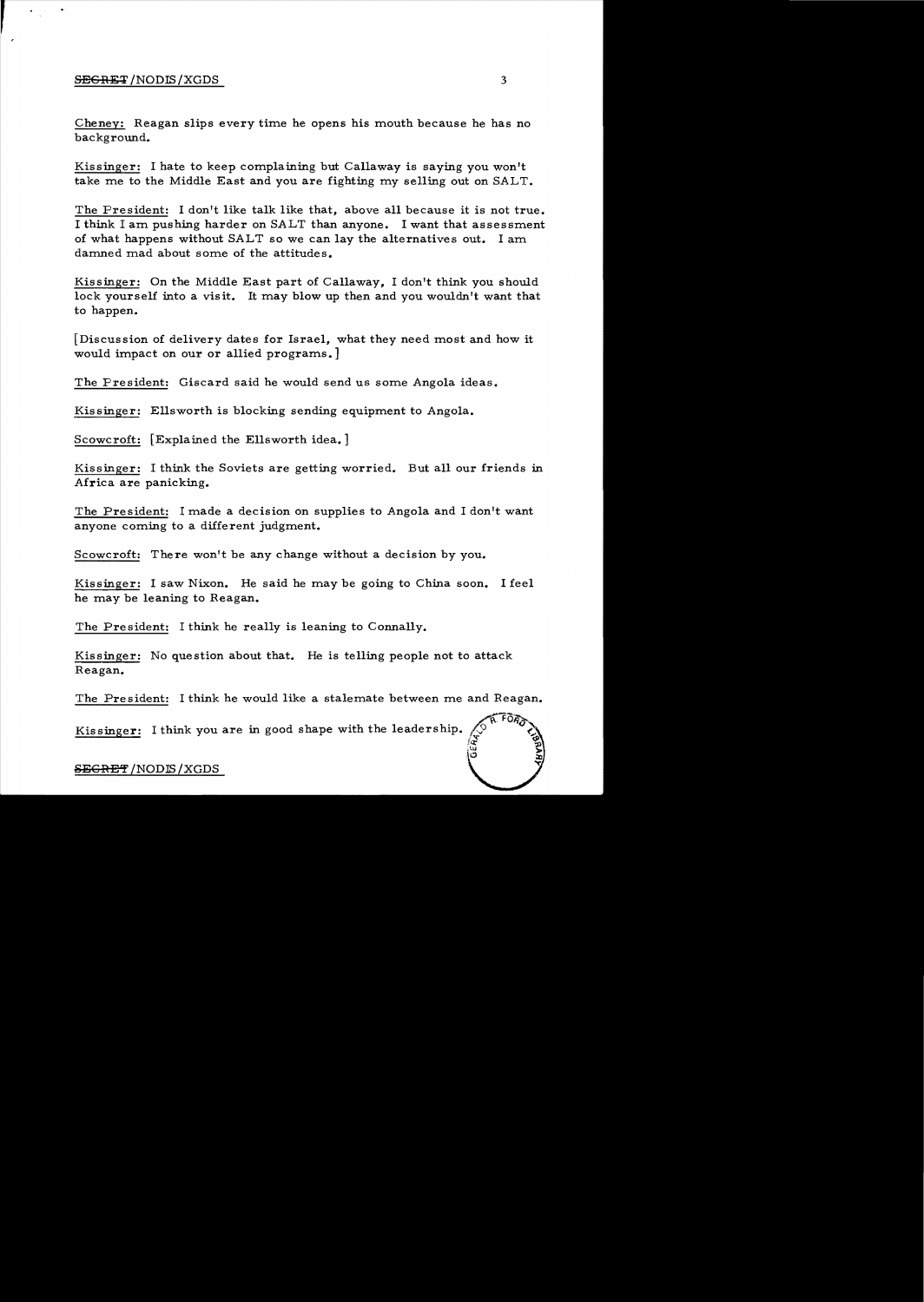Cheney: Reagan slips every time he opens his mouth because he has no background.

Kissinger: I hate to keep complaining but Callaway is saying you won't take me to the Middle East and you are fighting my selling out on SALT.

The President: I don't like talk like that, above all because it is not true. I think I am pushing harder on SALT than anyone. I want that assessment of what happens without SALT so we can lay the alternatives out. I am damned mad about some of the attitudes.

Kissinger: On the Middle East part of Callaway, I don't think you should lock yourself into a visit. It may blow up then and you wouldn't want that to happen.

[Discussion of delivery dates for Israel, what they need most and how it would impact on our or allied programs.]

The President: Giscard said he would send us some Angola ideas.

Kissinger: Ellsworth is blocking sending equipment to Angola.

Scowcroft: [Explained the Ellsworth idea.]

Kissinger: I think the Soviets are getting worried. But all our friends in Africa are panicking.

The President: I made a decision on supplies to Angola and I don't want anyone coming to a different judgment.

Scowcroft: There won't be any change without a decision by you.

Kissinger: I saw Nixon. He said he may be going to China soon. I feel he may be leaning to Reagan.

The President: I think he really is leaning to Connally.

Kissinger: No question about that. He is telling people not to attack Reagan.

The President: I think he would like a stalemate between me and Reagan.

Kissinger: I think you are in good shape with the leadership.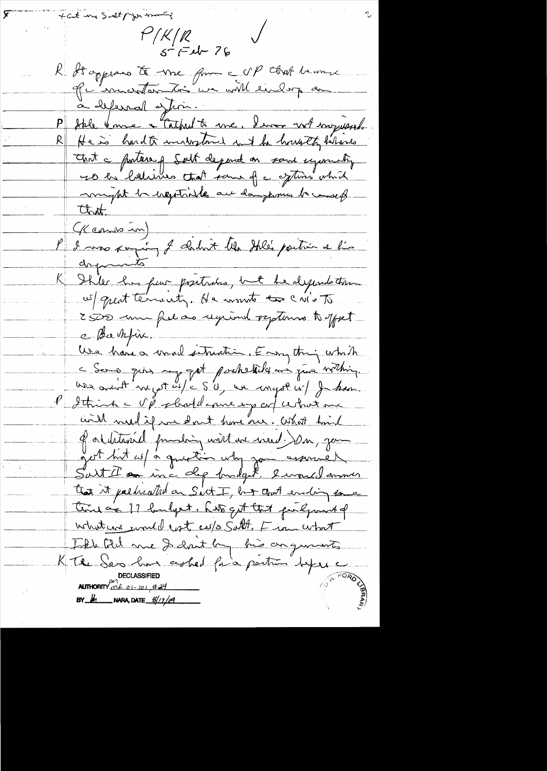+ Cut in Salt program

P/K/R
5 Feb 76

R It appears to me from the VP that because of uncertainties we will end up on a deferral option.

P Ikle came & talked to me. I was not impressed.

R He is hard to understand and he honestly believes that the future of Salt depend on some uniformity so he believes that some of the options which might be negotiable are dangerous because of that.

(K comes in)

P I was saying I didn't like Ikle's position & his arguments

K Ikle has few positions, but he defends them w/ great tenacity. He wants the CMs to 2500 mi plus air-launched systems to offset the Backfire.

We have a mad situation. Everything which the Sov gives up gets pocketed and we give nothing. We can't get w/ the SU, we must w/ Jackson.

P I think the VP should come up w/ what we will need if we don't have one. What kind of additional funding will we need. Don, you got hit w/ a question why you assumed Salt II on the dep budget. I would answer that it was predicated on Salt I, but that ending some time in 77 budget. Let's get that firm figure of what we would cost w/o Salt. Fine, what FRK told me I don't buy his arguments.

K The Sov have asked for a position before the

DECLASSIFIED
AUTHORITY MR 01-101, #24
BY [initials] NARA, DATE 8/17/09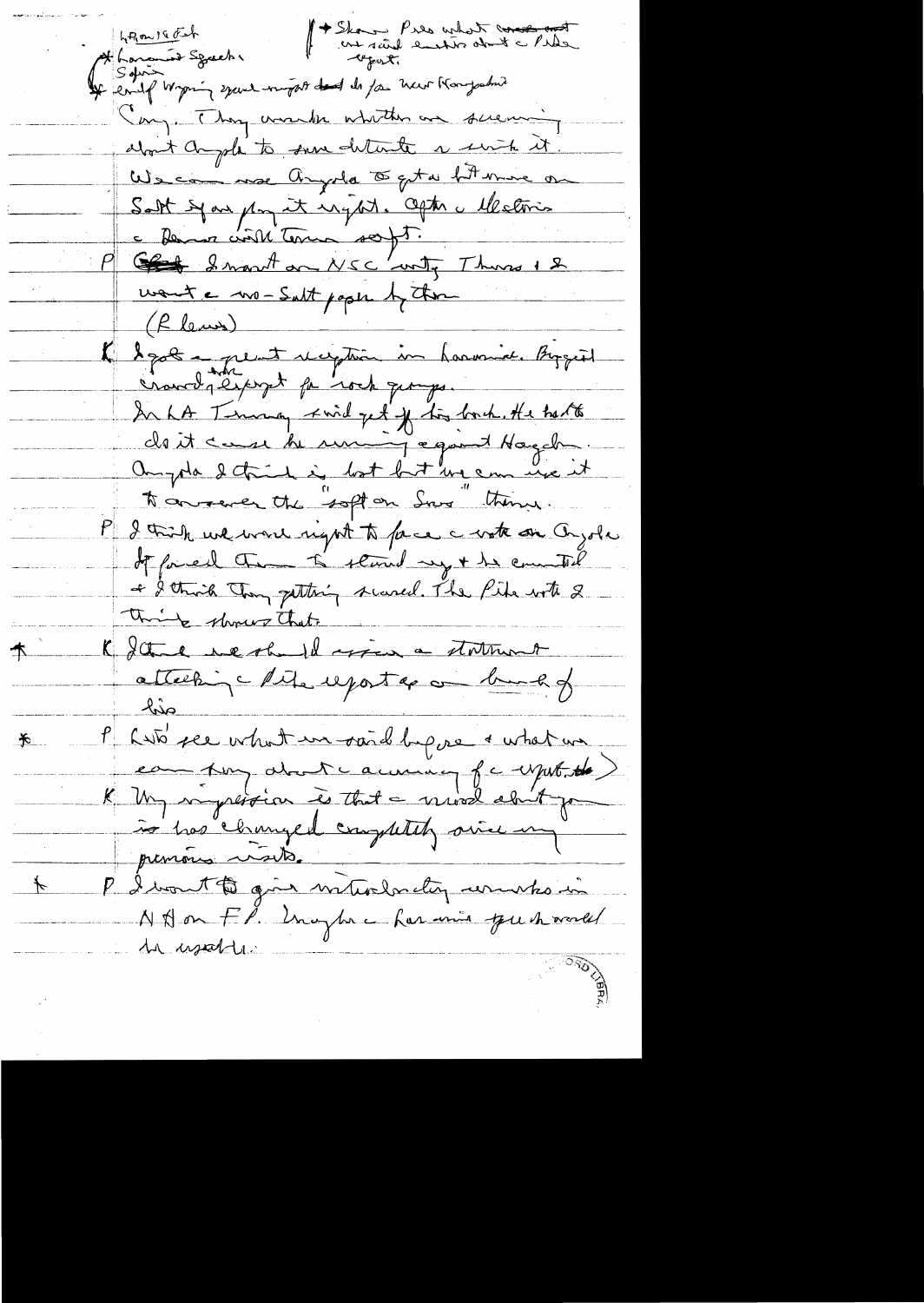4 Ron 18 Feb

* Lanamut Speech

* Sofia — Emil Wyoming speech might deal [...] for new [Kampuchea]

* Show Pres what we said earlier about the Pike report.

Cong. They wonder whether we are screwing about Angola to sure dilute & with it.
We can use Angola to get a bit more on Salt if we play it right. After the elections the Democrats will turn soft.

P [...] I want an NSC mtg Thurs & I want the no-Salt paper by then
(P leaves)

K I got a great reception in Lanamie. Biggest crowd & [...] expect for rock groups.
In LA Tunney said get off his back. He had to do it cause he running against Hayden.
Angola I think is lost but we can use it to answer the "soft on Sovs" thing.

P I think we were right to face the vote on Angola. It forced them to stand up & be counted & I think they getting scared. The Pike vote I think shows that.

* K I think we should issue a statement attacking the Pike report as on behalf of [...]

* P Let's see what we said before & what we can say about the accuracy of the report. (the)

K My impression is that the mood about you is has changed completely since my previous visits.

* P I want to give introductory remarks in NH on FP. Maybe the Lanamie speech would be usable.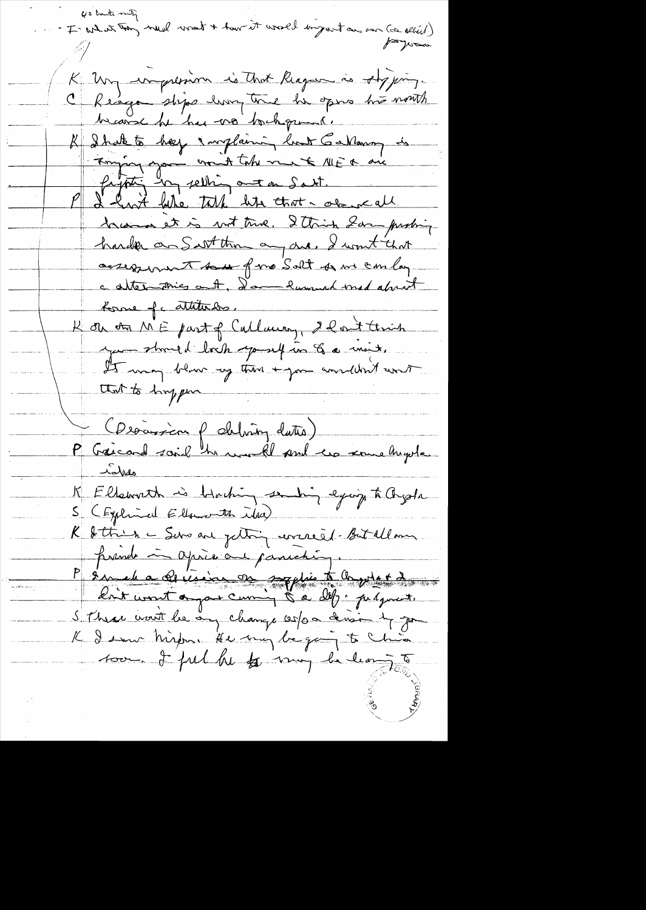40 bucks mtg

- F- What they need most + how it would impact on our (or allied) programs

K My impression is that Reagan is slipping.

C Reagan slips every time he opens his mouth because he has no background.

K I hate to keep complaining but Callaway is trying your case to the more ME & are fighting ing selling out on Salt.

P I don't like talk like that - above all because it is not true. I think I am pushing harder on Salt than anyone. I want that assessment soon of no Salt so we can lay the alternatives out. I am damned mad about some of the attitudes.

K On the ME part of Callaway, I don't think you should lock yourself in to a visit. It may blow up then + you wouldn't want that to happen.

(Discussion of debating dates)

P Giscard said he would send in some Angola ideas

K Ellsworth is thinking sending equip to Angola

S (Explained Ellsworth idea)

K I think the Soviets are getting worried. But all our friends in Africa are panicking.

P I made a decision on supplies to Angola + I don't want anyone coming to a diff. judgment.

S There won't be any change w/o a decision by you

K I saw Nixon. He may be going to China soon. I feel he ~~to~~ may be looking to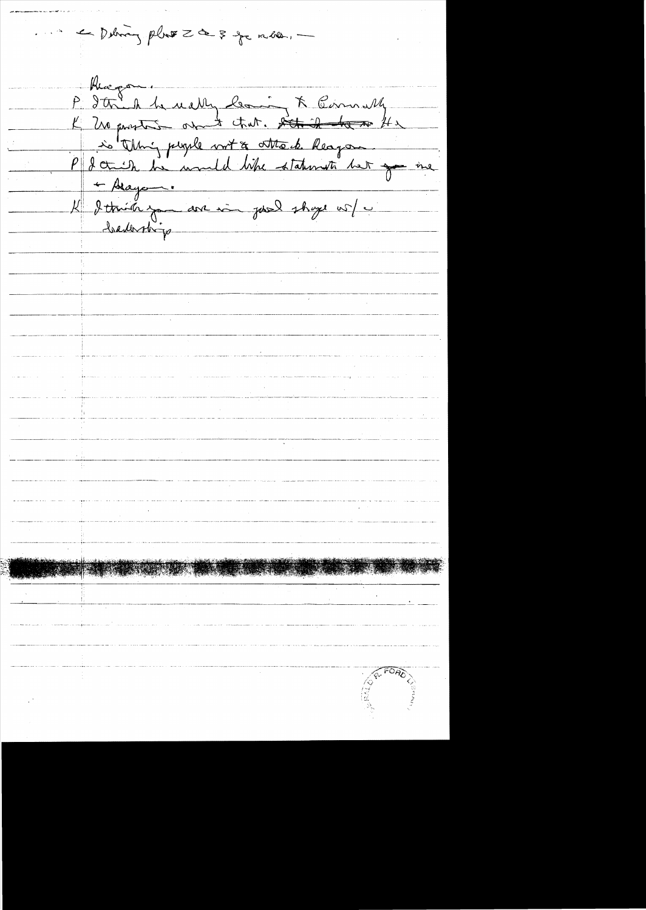— Debriefing plus 2 & 3 for more. —

Reagan.

P I think he really leaning to Connally

K No question about that. ~~I think he is~~ He is telling people not to attack Reagan.

P I think he would like statements hurt you me & Reagan.

K I think you are in good shape w/ leadership